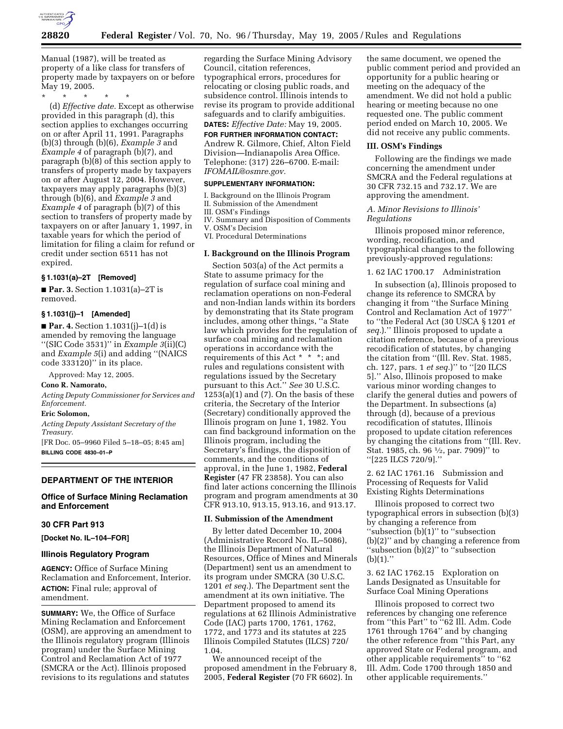Manual (1987), will be treated as property of a like class for transfers of property made by taxpayers on or before May 19, 2005.

\* \* \* \* \*

(d) *Effective date.* Except as otherwise provided in this paragraph (d), this section applies to exchanges occurring on or after April 11, 1991. Paragraphs (b)(3) through (b)(6), *Example 3* and *Example 4* of paragraph (b)(7), and paragraph (b)(8) of this section apply to transfers of property made by taxpayers on or after August 12, 2004. However, taxpayers may apply paragraphs (b)(3) through (b)(6), and *Example 3* and *Example 4* of paragraph (b)(7) of this section to transfers of property made by taxpayers on or after January 1, 1997, in taxable years for which the period of limitation for filing a claim for refund or credit under section 6511 has not expired.

**§ 1.1031(a)–2T [Removed]**

■ **Par. 3.** Section 1.1031(a)–2T is removed.

**§ 1.1031(j)–1 [Amended]**

■ **Par. 4.** Section 1.1031(j)–1(d) is amended by removing the language ''(SIC Code 3531)'' in *Example 3*(ii)(C) and *Example 5*(i) and adding ''(NAICS code 333120)'' in its place.

Approved: May 12, 2005.

**Cono R. Namorato,**

*Acting Deputy Commissioner for Services and Enforcement.*

**Eric Solomon,**

*Acting Deputy Assistant Secretary of the Treasury.*

[FR Doc. 05–9960 Filed 5–18–05; 8:45 am]

**BILLING CODE 4830–01–P**

## DEPARTMENT OF THE INTERIOR

## Office of Surface Mining Reclamation and Enforcement

## 30 CFR Part 913

**[Docket No. IL–104–FOR]**

## Illinois Regulatory Program

**AGENCY:** Office of Surface Mining Reclamation and Enforcement, Interior.

**ACTION:** Final rule; approval of amendment.

**SUMMARY:** We, the Office of Surface Mining Reclamation and Enforcement (OSM), are approving an amendment to the Illinois regulatory program (Illinois program) under the Surface Mining Control and Reclamation Act of 1977 (SMCRA or the Act). Illinois proposed revisions to its regulations and statutes regarding the Surface Mining Advisory Council, citation references, typographical errors, procedures for relocating or closing public roads, and subsidence control. Illinois intends to revise its program to provide additional safeguards and to clarify ambiguities.

**DATES:** *Effective Date:* May 19, 2005.

**FOR FURTHER INFORMATION CONTACT:** Andrew R. Gilmore, Chief, Alton Field Division—Indianapolis Area Office. Telephone: (317) 226–6700. E-mail: *IFOMAIL@osmre.gov*.

**SUPPLEMENTARY INFORMATION:**

I. Background on the Illinois Program
II. Submission of the Amendment
III. OSM's Findings
IV. Summary and Disposition of Comments
V. OSM's Decision
VI. Procedural Determinations

### I. Background on the Illinois Program

Section 503(a) of the Act permits a State to assume primacy for the regulation of surface coal mining and reclamation operations on non-Federal and non-Indian lands within its borders by demonstrating that its State program includes, among other things, ''a State law which provides for the regulation of surface coal mining and reclamation operations in accordance with the requirements of this Act \* \* \*; and rules and regulations consistent with regulations issued by the Secretary pursuant to this Act.'' *See* 30 U.S.C. 1253(a)(1) and (7). On the basis of these criteria, the Secretary of the Interior (Secretary) conditionally approved the Illinois program on June 1, 1982. You can find background information on the Illinois program, including the Secretary's findings, the disposition of comments, and the conditions of approval, in the June 1, 1982, **Federal Register** (47 FR 23858). You can also find later actions concerning the Illinois program and program amendments at 30 CFR 913.10, 913.15, 913.16, and 913.17.

### II. Submission of the Amendment

By letter dated December 10, 2004 (Administrative Record No. IL–5086), the Illinois Department of Natural Resources, Office of Mines and Minerals (Department) sent us an amendment to its program under SMCRA (30 U.S.C. 1201 *et seq.*). The Department sent the amendment at its own initiative. The Department proposed to amend its regulations at 62 Illinois Administrative Code (IAC) parts 1700, 1761, 1762, 1772, and 1773 and its statutes at 225 Illinois Compiled Statutes (ILCS) 720/1.04.

We announced receipt of the proposed amendment in the February 8, 2005, **Federal Register** (70 FR 6602). In the same document, we opened the public comment period and provided an opportunity for a public hearing or meeting on the adequacy of the amendment. We did not hold a public hearing or meeting because no one requested one. The public comment period ended on March 10, 2005. We did not receive any public comments.

### III. OSM's Findings

Following are the findings we made concerning the amendment under SMCRA and the Federal regulations at 30 CFR 732.15 and 732.17. We are approving the amendment.

#### *A. Minor Revisions to Illinois' Regulations*

Illinois proposed minor reference, wording, recodification, and typographical changes to the following previously-approved regulations:

1. 62 IAC 1700.17 Administration

In subsection (a), Illinois proposed to change its reference to SMCRA by changing it from ''the Surface Mining Control and Reclamation Act of 1977'' to ''the Federal Act (30 USCA § 1201 *et seq.*).'' Illinois proposed to update a citation reference, because of a previous recodification of statutes, by changing the citation from ''(Ill. Rev. Stat. 1985, ch. 127, pars. 1 *et seq.*)'' to ''[20 ILCS 5].'' Also, Illinois proposed to make various minor wording changes to clarify the general duties and powers of the Department. In subsections (a) through (d), because of a previous recodification of statutes, Illinois proposed to update citation references by changing the citations from ''(Ill. Rev. Stat. 1985, ch. 96 ½, par. 7909)'' to ''[225 ILCS 720/9].''

2. 62 IAC 1761.16 Submission and Processing of Requests for Valid Existing Rights Determinations

Illinois proposed to correct two typographical errors in subsection (b)(3) by changing a reference from ''subsection (b)(1)'' to ''subsection (b)(2)'' and by changing a reference from ''subsection (b)(2)'' to ''subsection (b)(1).''

3. 62 IAC 1762.15 Exploration on Lands Designated as Unsuitable for Surface Coal Mining Operations

Illinois proposed to correct two references by changing one reference from ''this Part'' to ''62 Ill. Adm. Code 1761 through 1764'' and by changing the other reference from ''this Part, any approved State or Federal program, and other applicable requirements'' to ''62 Ill. Adm. Code 1700 through 1850 and other applicable requirements.''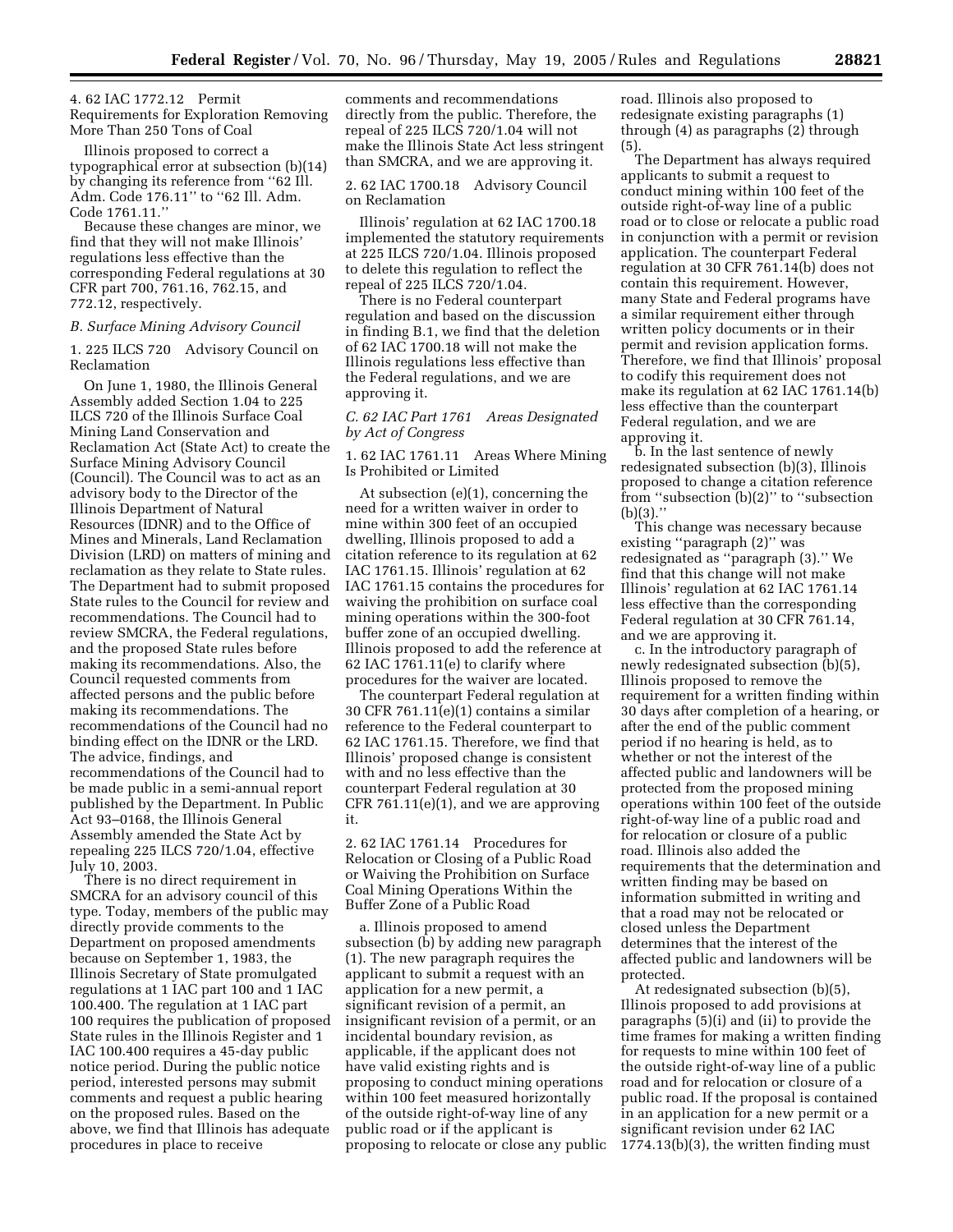4. 62 IAC 1772.12 Permit Requirements for Exploration Removing More Than 250 Tons of Coal

Illinois proposed to correct a typographical error at subsection (b)(14) by changing its reference from ''62 Ill. Adm. Code 176.11'' to ''62 Ill. Adm. Code 1761.11.''

Because these changes are minor, we find that they will not make Illinois' regulations less effective than the corresponding Federal regulations at 30 CFR part 700, 761.16, 762.15, and 772.12, respectively.

*B. Surface Mining Advisory Council*

1. 225 ILCS 720 Advisory Council on Reclamation

On June 1, 1980, the Illinois General Assembly added Section 1.04 to 225 ILCS 720 of the Illinois Surface Coal Mining Land Conservation and Reclamation Act (State Act) to create the Surface Mining Advisory Council (Council). The Council was to act as an advisory body to the Director of the Illinois Department of Natural Resources (IDNR) and to the Office of Mines and Minerals, Land Reclamation Division (LRD) on matters of mining and reclamation as they relate to State rules. The Department had to submit proposed State rules to the Council for review and recommendations. The Council had to review SMCRA, the Federal regulations, and the proposed State rules before making its recommendations. Also, the Council requested comments from affected persons and the public before making its recommendations. The recommendations of the Council had no binding effect on the IDNR or the LRD. The advice, findings, and recommendations of the Council had to be made public in a semi-annual report published by the Department. In Public Act 93–0168, the Illinois General Assembly amended the State Act by repealing 225 ILCS 720/1.04, effective July 10, 2003.

There is no direct requirement in SMCRA for an advisory council of this type. Today, members of the public may directly provide comments to the Department on proposed amendments because on September 1, 1983, the Illinois Secretary of State promulgated regulations at 1 IAC part 100 and 1 IAC 100.400. The regulation at 1 IAC part 100 requires the publication of proposed State rules in the Illinois Register and 1 IAC 100.400 requires a 45-day public notice period. During the public notice period, interested persons may submit comments and request a public hearing on the proposed rules. Based on the above, we find that Illinois has adequate procedures in place to receive comments and recommendations directly from the public. Therefore, the repeal of 225 ILCS 720/1.04 will not make the Illinois State Act less stringent than SMCRA, and we are approving it.

2. 62 IAC 1700.18 Advisory Council on Reclamation

Illinois' regulation at 62 IAC 1700.18 implemented the statutory requirements at 225 ILCS 720/1.04. Illinois proposed to delete this regulation to reflect the repeal of 225 ILCS 720/1.04.

There is no Federal counterpart regulation and based on the discussion in finding B.1, we find that the deletion of 62 IAC 1700.18 will not make the Illinois regulations less effective than the Federal regulations, and we are approving it.

*C. 62 IAC Part 1761 Areas Designated by Act of Congress*

1. 62 IAC 1761.11 Areas Where Mining Is Prohibited or Limited

At subsection (e)(1), concerning the need for a written waiver in order to mine within 300 feet of an occupied dwelling, Illinois proposed to add a citation reference to its regulation at 62 IAC 1761.15. Illinois' regulation at 62 IAC 1761.15 contains the procedures for waiving the prohibition on surface coal mining operations within the 300-foot buffer zone of an occupied dwelling. Illinois proposed to add the reference at 62 IAC 1761.11(e) to clarify where procedures for the waiver are located.

The counterpart Federal regulation at 30 CFR 761.11(e)(1) contains a similar reference to the Federal counterpart to 62 IAC 1761.15. Therefore, we find that Illinois' proposed change is consistent with and no less effective than the counterpart Federal regulation at 30 CFR 761.11(e)(1), and we are approving it.

2. 62 IAC 1761.14 Procedures for Relocation or Closing of a Public Road or Waiving the Prohibition on Surface Coal Mining Operations Within the Buffer Zone of a Public Road

a. Illinois proposed to amend subsection (b) by adding new paragraph (1). The new paragraph requires the applicant to submit a request with an application for a new permit, a significant revision of a permit, an insignificant revision of a permit, or an incidental boundary revision, as applicable, if the applicant does not have valid existing rights and is proposing to conduct mining operations within 100 feet measured horizontally of the outside right-of-way line of any public road or if the applicant is proposing to relocate or close any public road. Illinois also proposed to redesignate existing paragraphs (1) through (4) as paragraphs (2) through (5).

The Department has always required applicants to submit a request to conduct mining within 100 feet of the outside right-of-way line of a public road or to close or relocate a public road in conjunction with a permit or revision application. The counterpart Federal regulation at 30 CFR 761.14(b) does not contain this requirement. However, many State and Federal programs have a similar requirement either through written policy documents or in their permit and revision application forms. Therefore, we find that Illinois' proposal to codify this requirement does not make its regulation at 62 IAC 1761.14(b) less effective than the counterpart Federal regulation, and we are approving it.

b. In the last sentence of newly redesignated subsection (b)(3), Illinois proposed to change a citation reference from ''subsection (b)(2)'' to ''subsection (b)(3).''

This change was necessary because existing ''paragraph (2)'' was redesignated as ''paragraph (3).'' We find that this change will not make Illinois' regulation at 62 IAC 1761.14 less effective than the corresponding Federal regulation at 30 CFR 761.14, and we are approving it.

c. In the introductory paragraph of newly redesignated subsection (b)(5), Illinois proposed to remove the requirement for a written finding within 30 days after completion of a hearing, or after the end of the public comment period if no hearing is held, as to whether or not the interest of the affected public and landowners will be protected from the proposed mining operations within 100 feet of the outside right-of-way line of a public road and for relocation or closure of a public road. Illinois also added the requirements that the determination and written finding may be based on information submitted in writing and that a road may not be relocated or closed unless the Department determines that the interest of the affected public and landowners will be protected.

At redesignated subsection (b)(5), Illinois proposed to add provisions at paragraphs (5)(i) and (ii) to provide the time frames for making a written finding for requests to mine within 100 feet of the outside right-of-way line of a public road and for relocation or closure of a public road. If the proposal is contained in an application for a new permit or a significant revision under 62 IAC 1774.13(b)(3), the written finding must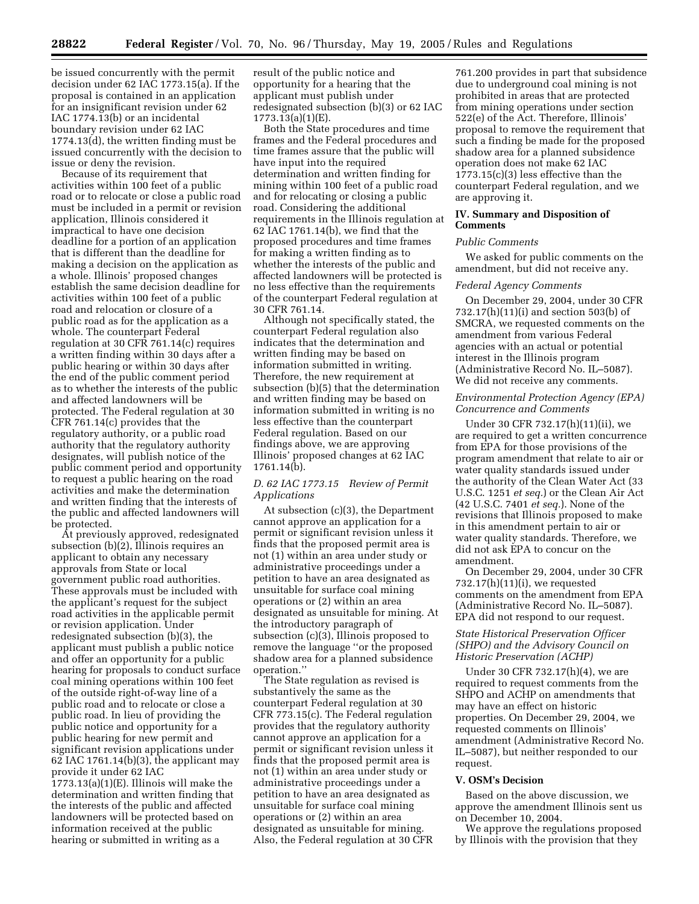be issued concurrently with the permit decision under 62 IAC 1773.15(a). If the proposal is contained in an application for an insignificant revision under 62 IAC 1774.13(b) or an incidental boundary revision under 62 IAC 1774.13(d), the written finding must be issued concurrently with the decision to issue or deny the revision.

Because of its requirement that activities within 100 feet of a public road or to relocate or close a public road must be included in a permit or revision application, Illinois considered it impractical to have one decision deadline for a portion of an application that is different than the deadline for making a decision on the application as a whole. Illinois' proposed changes establish the same decision deadline for activities within 100 feet of a public road and relocation or closure of a public road as for the application as a whole. The counterpart Federal regulation at 30 CFR 761.14(c) requires a written finding within 30 days after a public hearing or within 30 days after the end of the public comment period as to whether the interests of the public and affected landowners will be protected. The Federal regulation at 30 CFR 761.14(c) provides that the regulatory authority, or a public road authority that the regulatory authority designates, will publish notice of the public comment period and opportunity to request a public hearing on the road activities and make the determination and written finding that the interests of the public and affected landowners will be protected.

At previously approved, redesignated subsection (b)(2), Illinois requires an applicant to obtain any necessary approvals from State or local government public road authorities. These approvals must be included with the applicant's request for the subject road activities in the applicable permit or revision application. Under redesignated subsection (b)(3), the applicant must publish a public notice and offer an opportunity for a public hearing for proposals to conduct surface coal mining operations within 100 feet of the outside right-of-way line of a public road and to relocate or close a public road. In lieu of providing the public notice and opportunity for a public hearing for new permit and significant revision applications under 62 IAC 1761.14(b)(3), the applicant may provide it under 62 IAC 1773.13(a)(1)(E). Illinois will make the determination and written finding that the interests of the public and affected landowners will be protected based on information received at the public hearing or submitted in writing as a result of the public notice and opportunity for a hearing that the applicant must publish under redesignated subsection (b)(3) or 62 IAC 1773.13(a)(1)(E).

Both the State procedures and time frames and the Federal procedures and time frames assure that the public will have input into the required determination and written finding for mining within 100 feet of a public road and for relocating or closing a public road. Considering the additional requirements in the Illinois regulation at 62 IAC 1761.14(b), we find that the proposed procedures and time frames for making a written finding as to whether the interests of the public and affected landowners will be protected is no less effective than the requirements of the counterpart Federal regulation at 30 CFR 761.14.

Although not specifically stated, the counterpart Federal regulation also indicates that the determination and written finding may be based on information submitted in writing. Therefore, the new requirement at subsection (b)(5) that the determination and written finding may be based on information submitted in writing is no less effective than the counterpart Federal regulation. Based on our findings above, we are approving Illinois' proposed changes at 62 IAC 1761.14(b).

### *D. 62 IAC 1773.15 Review of Permit Applications*

At subsection (c)(3), the Department cannot approve an application for a permit or significant revision unless it finds that the proposed permit area is not (1) within an area under study or administrative proceedings under a petition to have an area designated as unsuitable for surface coal mining operations or (2) within an area designated as unsuitable for mining. At the introductory paragraph of subsection (c)(3), Illinois proposed to remove the language ''or the proposed shadow area for a planned subsidence operation.''

The State regulation as revised is substantively the same as the counterpart Federal regulation at 30 CFR 773.15(c). The Federal regulation provides that the regulatory authority cannot approve an application for a permit or significant revision unless it finds that the proposed permit area is not (1) within an area under study or administrative proceedings under a petition to have an area designated as unsuitable for surface coal mining operations or (2) within an area designated as unsuitable for mining. Also, the Federal regulation at 30 CFR 761.200 provides in part that subsidence due to underground coal mining is not prohibited in areas that are protected from mining operations under section 522(e) of the Act. Therefore, Illinois' proposal to remove the requirement that such a finding be made for the proposed shadow area for a planned subsidence operation does not make 62 IAC 1773.15(c)(3) less effective than the counterpart Federal regulation, and we are approving it.

## IV. Summary and Disposition of Comments

### *Public Comments*

We asked for public comments on the amendment, but did not receive any.

### *Federal Agency Comments*

On December 29, 2004, under 30 CFR 732.17(h)(11)(i) and section 503(b) of SMCRA, we requested comments on the amendment from various Federal agencies with an actual or potential interest in the Illinois program (Administrative Record No. IL–5087). We did not receive any comments.

### *Environmental Protection Agency (EPA) Concurrence and Comments*

Under 30 CFR 732.17(h)(11)(ii), we are required to get a written concurrence from EPA for those provisions of the program amendment that relate to air or water quality standards issued under the authority of the Clean Water Act (33 U.S.C. 1251 *et seq.*) or the Clean Air Act (42 U.S.C. 7401 *et seq.*). None of the revisions that Illinois proposed to make in this amendment pertain to air or water quality standards. Therefore, we did not ask EPA to concur on the amendment.

On December 29, 2004, under 30 CFR 732.17(h)(11)(i), we requested comments on the amendment from EPA (Administrative Record No. IL–5087). EPA did not respond to our request.

### *State Historical Preservation Officer (SHPO) and the Advisory Council on Historic Preservation (ACHP)*

Under 30 CFR 732.17(h)(4), we are required to request comments from the SHPO and ACHP on amendments that may have an effect on historic properties. On December 29, 2004, we requested comments on Illinois' amendment (Administrative Record No. IL–5087), but neither responded to our request.

## V. OSM's Decision

Based on the above discussion, we approve the amendment Illinois sent us on December 10, 2004.

We approve the regulations proposed by Illinois with the provision that they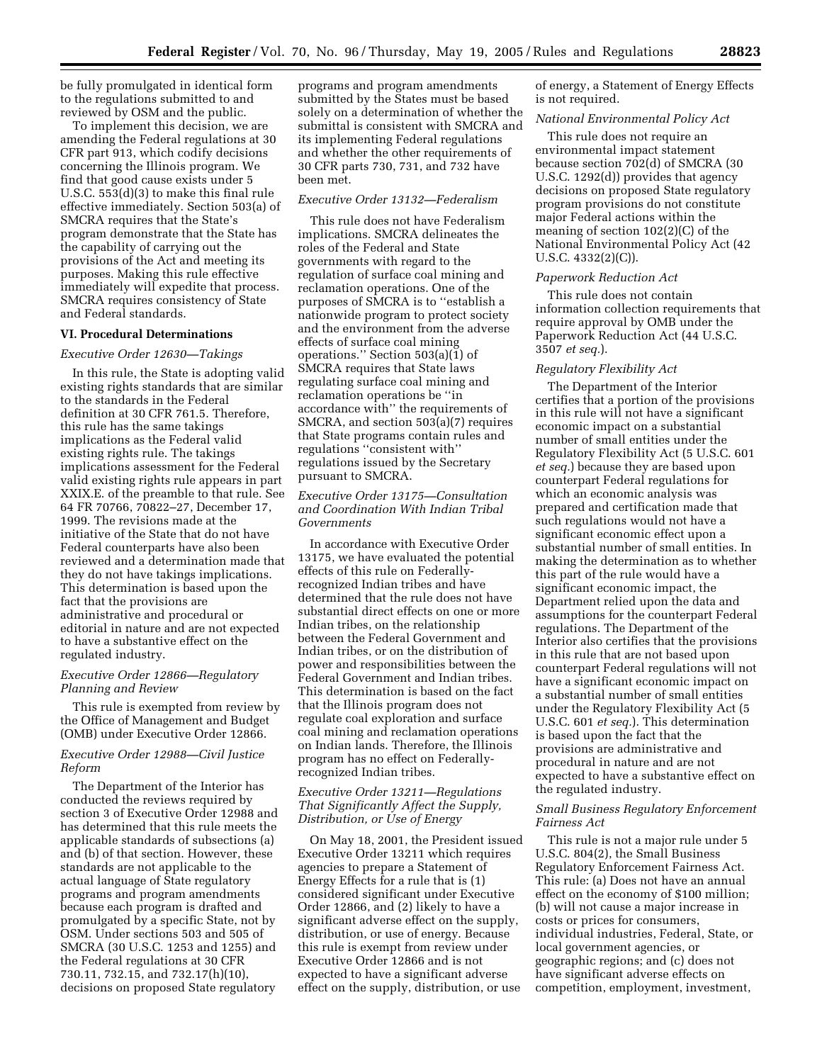be fully promulgated in identical form to the regulations submitted to and reviewed by OSM and the public.

To implement this decision, we are amending the Federal regulations at 30 CFR part 913, which codify decisions concerning the Illinois program. We find that good cause exists under 5 U.S.C. 553(d)(3) to make this final rule effective immediately. Section 503(a) of SMCRA requires that the State's program demonstrate that the State has the capability of carrying out the provisions of the Act and meeting its purposes. Making this rule effective immediately will expedite that process. SMCRA requires consistency of State and Federal standards.

## VI. Procedural Determinations

### *Executive Order 12630—Takings*

In this rule, the State is adopting valid existing rights standards that are similar to the standards in the Federal definition at 30 CFR 761.5. Therefore, this rule has the same takings implications as the Federal valid existing rights rule. The takings implications assessment for the Federal valid existing rights rule appears in part XXIX.E. of the preamble to that rule. See 64 FR 70766, 70822–27, December 17, 1999. The revisions made at the initiative of the State that do not have Federal counterparts have also been reviewed and a determination made that they do not have takings implications. This determination is based upon the fact that the provisions are administrative and procedural or editorial in nature and are not expected to have a substantive effect on the regulated industry.

### *Executive Order 12866—Regulatory Planning and Review*

This rule is exempted from review by the Office of Management and Budget (OMB) under Executive Order 12866.

### *Executive Order 12988—Civil Justice Reform*

The Department of the Interior has conducted the reviews required by section 3 of Executive Order 12988 and has determined that this rule meets the applicable standards of subsections (a) and (b) of that section. However, these standards are not applicable to the actual language of State regulatory programs and program amendments because each program is drafted and promulgated by a specific State, not by OSM. Under sections 503 and 505 of SMCRA (30 U.S.C. 1253 and 1255) and the Federal regulations at 30 CFR 730.11, 732.15, and 732.17(h)(10), decisions on proposed State regulatory programs and program amendments submitted by the States must be based solely on a determination of whether the submittal is consistent with SMCRA and its implementing Federal regulations and whether the other requirements of 30 CFR parts 730, 731, and 732 have been met.

### *Executive Order 13132—Federalism*

This rule does not have Federalism implications. SMCRA delineates the roles of the Federal and State governments with regard to the regulation of surface coal mining and reclamation operations. One of the purposes of SMCRA is to "establish a nationwide program to protect society and the environment from the adverse effects of surface coal mining operations." Section 503(a)(1) of SMCRA requires that State laws regulating surface coal mining and reclamation operations be "in accordance with" the requirements of SMCRA, and section 503(a)(7) requires that State programs contain rules and regulations "consistent with" regulations issued by the Secretary pursuant to SMCRA.

### *Executive Order 13175—Consultation and Coordination With Indian Tribal Governments*

In accordance with Executive Order 13175, we have evaluated the potential effects of this rule on Federally-recognized Indian tribes and have determined that the rule does not have substantial direct effects on one or more Indian tribes, on the relationship between the Federal Government and Indian tribes, or on the distribution of power and responsibilities between the Federal Government and Indian tribes. This determination is based on the fact that the Illinois program does not regulate coal exploration and surface coal mining and reclamation operations on Indian lands. Therefore, the Illinois program has no effect on Federally-recognized Indian tribes.

### *Executive Order 13211—Regulations That Significantly Affect the Supply, Distribution, or Use of Energy*

On May 18, 2001, the President issued Executive Order 13211 which requires agencies to prepare a Statement of Energy Effects for a rule that is (1) considered significant under Executive Order 12866, and (2) likely to have a significant adverse effect on the supply, distribution, or use of energy. Because this rule is exempt from review under Executive Order 12866 and is not expected to have a significant adverse effect on the supply, distribution, or use of energy, a Statement of Energy Effects is not required.

### *National Environmental Policy Act*

This rule does not require an environmental impact statement because section 702(d) of SMCRA (30 U.S.C. 1292(d)) provides that agency decisions on proposed State regulatory program provisions do not constitute major Federal actions within the meaning of section 102(2)(C) of the National Environmental Policy Act (42 U.S.C. 4332(2)(C)).

### *Paperwork Reduction Act*

This rule does not contain information collection requirements that require approval by OMB under the Paperwork Reduction Act (44 U.S.C. 3507 *et seq.*).

### *Regulatory Flexibility Act*

The Department of the Interior certifies that a portion of the provisions in this rule will not have a significant economic impact on a substantial number of small entities under the Regulatory Flexibility Act (5 U.S.C. 601 *et seq.*) because they are based upon counterpart Federal regulations for which an economic analysis was prepared and certification made that such regulations would not have a significant economic effect upon a substantial number of small entities. In making the determination as to whether this part of the rule would have a significant economic impact, the Department relied upon the data and assumptions for the counterpart Federal regulations. The Department of the Interior also certifies that the provisions in this rule that are not based upon counterpart Federal regulations will not have a significant economic impact on a substantial number of small entities under the Regulatory Flexibility Act (5 U.S.C. 601 *et seq.*). This determination is based upon the fact that the provisions are administrative and procedural in nature and are not expected to have a substantive effect on the regulated industry.

### *Small Business Regulatory Enforcement Fairness Act*

This rule is not a major rule under 5 U.S.C. 804(2), the Small Business Regulatory Enforcement Fairness Act. This rule: (a) Does not have an annual effect on the economy of $100 million; (b) will not cause a major increase in costs or prices for consumers, individual industries, Federal, State, or local government agencies, or geographic regions; and (c) does not have significant adverse effects on competition, employment, investment,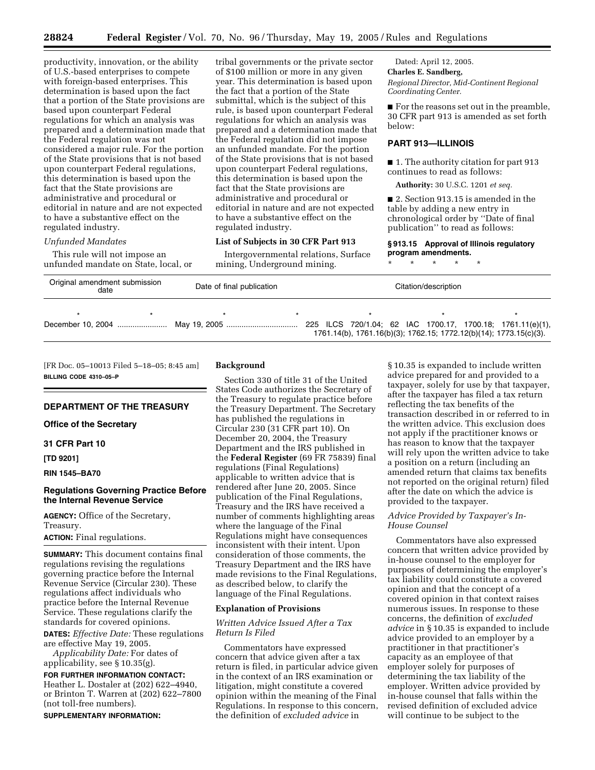productivity, innovation, or the ability of U.S.-based enterprises to compete with foreign-based enterprises. This determination is based upon the fact that a portion of the State provisions are based upon counterpart Federal regulations for which an analysis was prepared and a determination made that the Federal regulation was not considered a major rule. For the portion of the State provisions that is not based upon counterpart Federal regulations, this determination is based upon the fact that the State provisions are administrative and procedural or editorial in nature and are not expected to have a substantive effect on the regulated industry.

*Unfunded Mandates*

This rule will not impose an unfunded mandate on State, local, or tribal governments or the private sector of $100 million or more in any given year. This determination is based upon the fact that a portion of the State submittal, which is the subject of this rule, is based upon counterpart Federal regulations for which an analysis was prepared and a determination made that the Federal regulation did not impose an unfunded mandate. For the portion of the State provisions that is not based upon counterpart Federal regulations, this determination is based upon the fact that the State provisions are administrative and procedural or editorial in nature and are not expected to have a substantive effect on the regulated industry.

**List of Subjects in 30 CFR Part 913**

Intergovernmental relations, Surface mining, Underground mining.

Dated: April 12, 2005.

**Charles E. Sandberg,**

*Regional Director, Mid-Continent Regional Coordinating Center.*

■ For the reasons set out in the preamble, 30 CFR part 913 is amended as set forth below:

## PART 913—ILLINOIS

■ 1. The authority citation for part 913 continues to read as follows:

**Authority:** 30 U.S.C. 1201 *et seq.*

■ 2. Section 913.15 is amended in the table by adding a new entry in chronological order by ''Date of final publication'' to read as follows:

### § 913.15 Approval of Illinois regulatory program amendments.

\* \* \* \* \*

| Original amendment submission date | Date of final publication | Citation/description |
|---|---|---|
| * * | * * | * * * |
| December 10, 2004 ....................... | May 19, 2005 ................................ | 225 ILCS 720/1.04; 62 IAC 1700.17, 1700.18; 1761.11(e)(1), 1761.14(b), 1761.16(b)(3); 1762.15; 1772.12(b)(14); 1773.15(c)(3). |

[FR Doc. 05–10013 Filed 5–18–05; 8:45 am]

**BILLING CODE 4310–05–P**

---

## DEPARTMENT OF THE TREASURY

### Office of the Secretary

### 31 CFR Part 10

### [TD 9201]

### RIN 1545–BA70

## Regulations Governing Practice Before the Internal Revenue Service

**AGENCY:** Office of the Secretary, Treasury.

**ACTION:** Final regulations.

**SUMMARY:** This document contains final regulations revising the regulations governing practice before the Internal Revenue Service (Circular 230). These regulations affect individuals who practice before the Internal Revenue Service. These regulations clarify the standards for covered opinions.

**DATES:** *Effective Date:* These regulations are effective May 19, 2005.

*Applicability Date:* For dates of applicability, see § 10.35(g).

**FOR FURTHER INFORMATION CONTACT:** Heather L. Dostaler at (202) 622–4940, or Brinton T. Warren at (202) 622–7800 (not toll-free numbers).

**SUPPLEMENTARY INFORMATION:**

**Background**

Section 330 of title 31 of the United States Code authorizes the Secretary of the Treasury to regulate practice before the Treasury Department. The Secretary has published the regulations in Circular 230 (31 CFR part 10). On December 20, 2004, the Treasury Department and the IRS published in the **Federal Register** (69 FR 75839) final regulations (Final Regulations) applicable to written advice that is rendered after June 20, 2005. Since publication of the Final Regulations, Treasury and the IRS have received a number of comments highlighting areas where the language of the Final Regulations might have consequences inconsistent with their intent. Upon consideration of those comments, the Treasury Department and the IRS have made revisions to the Final Regulations, as described below, to clarify the language of the Final Regulations.

**Explanation of Provisions**

*Written Advice Issued After a Tax Return Is Filed*

Commentators have expressed concern that advice given after a tax return is filed, in particular advice given in the context of an IRS examination or litigation, might constitute a covered opinion within the meaning of the Final Regulations. In response to this concern, the definition of *excluded advice* in § 10.35 is expanded to include written advice prepared for and provided to a taxpayer, solely for use by that taxpayer, after the taxpayer has filed a tax return reflecting the tax benefits of the transaction described in or referred to in the written advice. This exclusion does not apply if the practitioner knows or has reason to know that the taxpayer will rely upon the written advice to take a position on a return (including an amended return that claims tax benefits not reported on the original return) filed after the date on which the advice is provided to the taxpayer.

*Advice Provided by Taxpayer's In-House Counsel*

Commentators have also expressed concern that written advice provided by in-house counsel to the employer for purposes of determining the employer's tax liability could constitute a covered opinion and that the concept of a covered opinion in that context raises numerous issues. In response to these concerns, the definition of *excluded advice* in § 10.35 is expanded to include advice provided to an employer by a practitioner in that practitioner's capacity as an employee of that employer solely for purposes of determining the tax liability of the employer. Written advice provided by in-house counsel that falls within the revised definition of excluded advice will continue to be subject to the